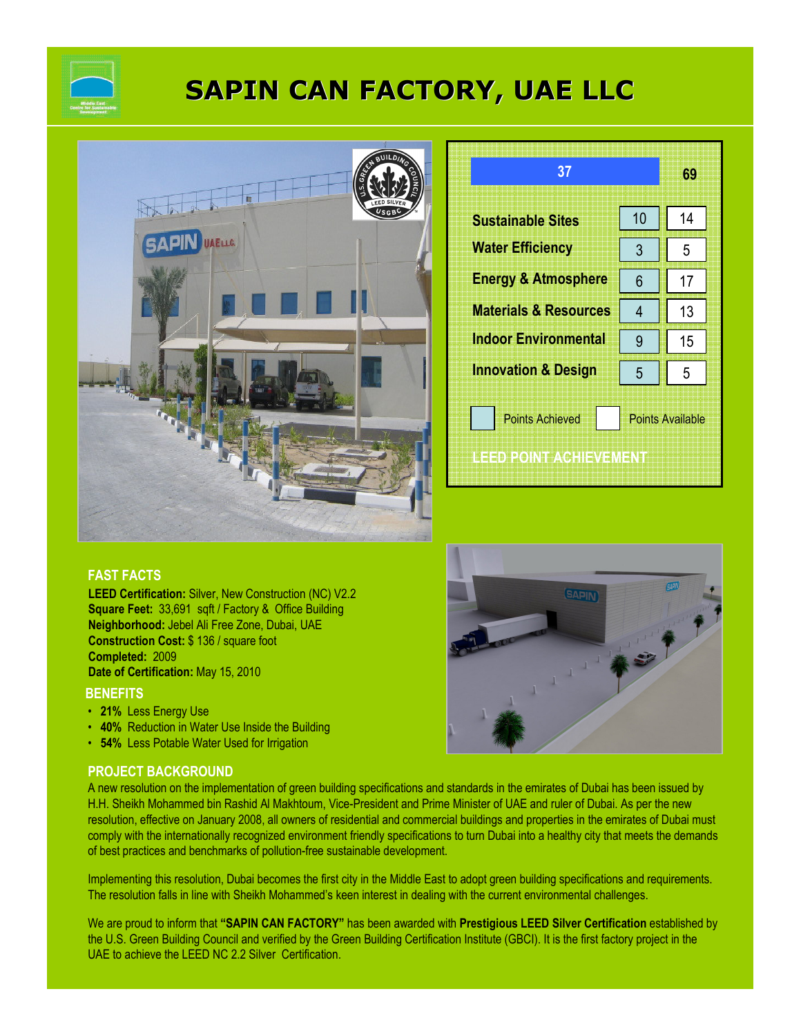# SAPIN CAN FACTORY, UAE LLC

| LEED POINT ACHIEVEMENT | Points Achieved | Points Available |
|---|---|---|
| Total | 37 | 69 |
| Sustainable Sites | 10 | 14 |
| Water Efficiency | 3 | 5 |
| Energy & Atmosphere | 6 | 17 |
| Materials & Resources | 4 | 13 |
| Indoor Environmental | 9 | 15 |
| Innovation & Design | 5 | 5 |

## FAST FACTS

**LEED Certification:** Silver, New Construction (NC) V2.2
**Square Feet:** 33,691 sqft / Factory & Office Building
**Neighborhood:** Jebel Ali Free Zone, Dubai, UAE
**Construction Cost:** $ 136 / square foot
**Completed:** 2009
**Date of Certification:** May 15, 2010

## BENEFITS

- **21%** Less Energy Use
- **40%** Reduction in Water Use Inside the Building
- **54%** Less Potable Water Used for Irrigation

## PROJECT BACKGROUND

A new resolution on the implementation of green building specifications and standards in the emirates of Dubai has been issued by H.H. Sheikh Mohammed bin Rashid Al Makhtoum, Vice-President and Prime Minister of UAE and ruler of Dubai. As per the new resolution, effective on January 2008, all owners of residential and commercial buildings and properties in the emirates of Dubai must comply with the internationally recognized environment friendly specifications to turn Dubai into a healthy city that meets the demands of best practices and benchmarks of pollution-free sustainable development.

Implementing this resolution, Dubai becomes the first city in the Middle East to adopt green building specifications and requirements. The resolution falls in line with Sheikh Mohammed's keen interest in dealing with the current environmental challenges.

We are proud to inform that **"SAPIN CAN FACTORY"** has been awarded with **Prestigious LEED Silver Certification** established by the U.S. Green Building Council and verified by the Green Building Certification Institute (GBCI). It is the first factory project in the UAE to achieve the LEED NC 2.2 Silver Certification.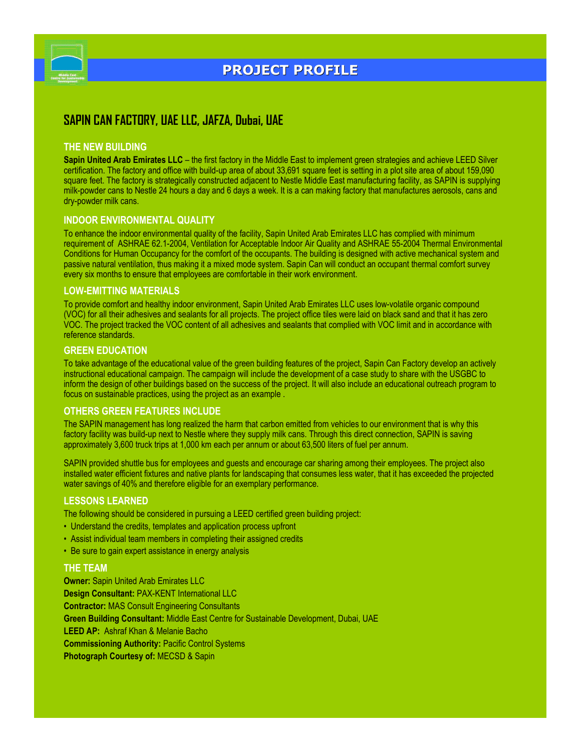# PROJECT PROFILE

## SAPIN CAN FACTORY, UAE LLC, JAFZA, Dubai, UAE

### THE NEW BUILDING

**Sapin United Arab Emirates LLC** – the first factory in the Middle East to implement green strategies and achieve LEED Silver certification. The factory and office with build-up area of about 33,691 square feet is setting in a plot site area of about 159,090 square feet. The factory is strategically constructed adjacent to Nestle Middle East manufacturing facility, as SAPIN is supplying milk-powder cans to Nestle 24 hours a day and 6 days a week. It is a can making factory that manufactures aerosols, cans and dry-powder milk cans.

### INDOOR ENVIRONMENTAL QUALITY

To enhance the indoor environmental quality of the facility, Sapin United Arab Emirates LLC has complied with minimum requirement of ASHRAE 62.1-2004, Ventilation for Acceptable Indoor Air Quality and ASHRAE 55-2004 Thermal Environmental Conditions for Human Occupancy for the comfort of the occupants. The building is designed with active mechanical system and passive natural ventilation, thus making it a mixed mode system. Sapin Can will conduct an occupant thermal comfort survey every six months to ensure that employees are comfortable in their work environment.

### LOW-EMITTING MATERIALS

To provide comfort and healthy indoor environment, Sapin United Arab Emirates LLC uses low-volatile organic compound (VOC) for all their adhesives and sealants for all projects. The project office tiles were laid on black sand and that it has zero VOC. The project tracked the VOC content of all adhesives and sealants that complied with VOC limit and in accordance with reference standards.

### GREEN EDUCATION

To take advantage of the educational value of the green building features of the project, Sapin Can Factory develop an actively instructional educational campaign. The campaign will include the development of a case study to share with the USGBC to inform the design of other buildings based on the success of the project. It will also include an educational outreach program to focus on sustainable practices, using the project as an example .

### OTHERS GREEN FEATURES INCLUDE

The SAPIN management has long realized the harm that carbon emitted from vehicles to our environment that is why this factory facility was build-up next to Nestle where they supply milk cans. Through this direct connection, SAPIN is saving approximately 3,600 truck trips at 1,000 km each per annum or about 63,500 liters of fuel per annum.

SAPIN provided shuttle bus for employees and guests and encourage car sharing among their employees. The project also installed water efficient fixtures and native plants for landscaping that consumes less water, that it has exceeded the projected water savings of 40% and therefore eligible for an exemplary performance.

### LESSONS LEARNED

The following should be considered in pursuing a LEED certified green building project:

- Understand the credits, templates and application process upfront
- Assist individual team members in completing their assigned credits
- Be sure to gain expert assistance in energy analysis

### THE TEAM

**Owner:** Sapin United Arab Emirates LLC
**Design Consultant:** PAX-KENT International LLC
**Contractor:** MAS Consult Engineering Consultants
**Green Building Consultant:** Middle East Centre for Sustainable Development, Dubai, UAE
**LEED AP:** Ashraf Khan & Melanie Bacho
**Commissioning Authority:** Pacific Control Systems
**Photograph Courtesy of:** MECSD & Sapin